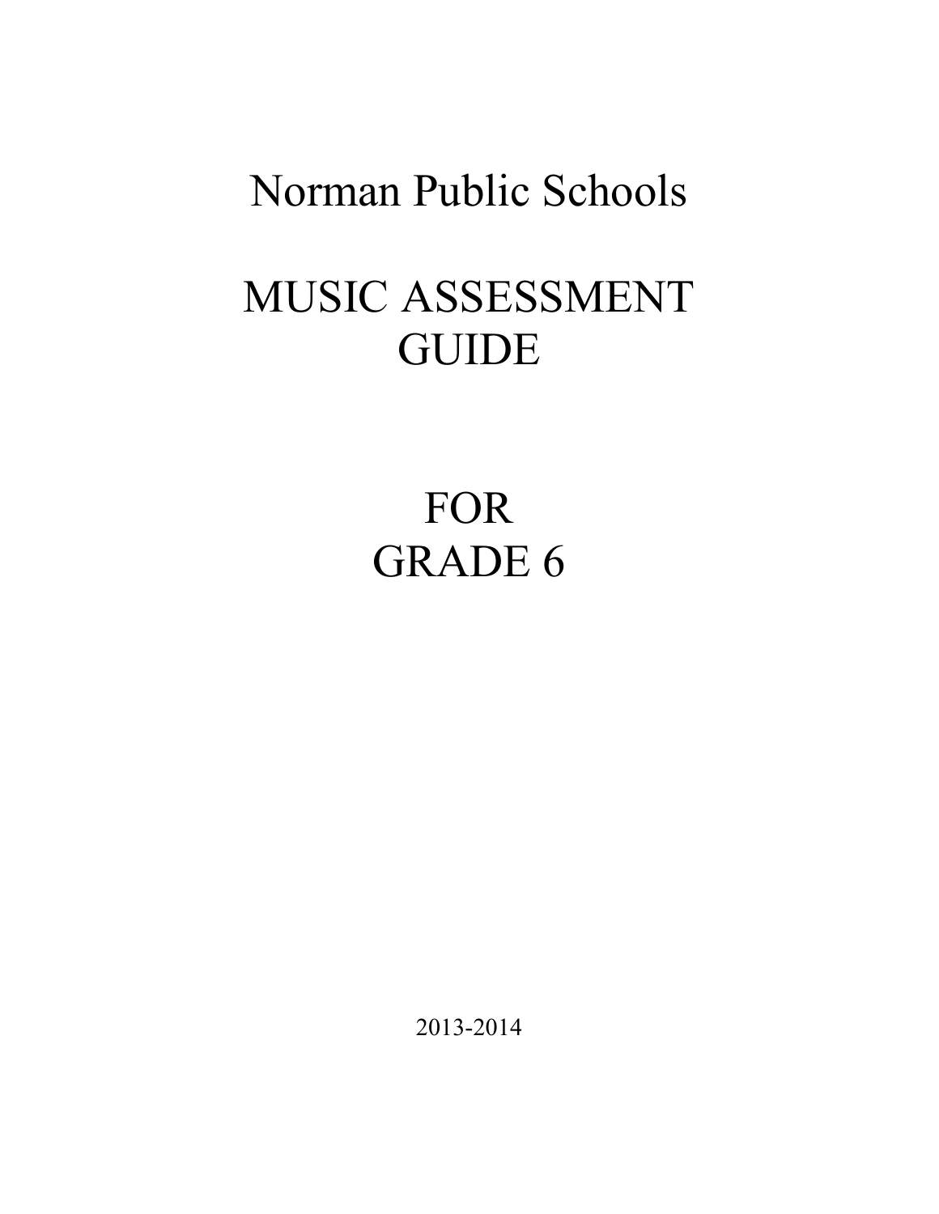# Norman Public Schools

# MUSIC ASSESSMENT GUIDE

# FOR GRADE 6

2013-2014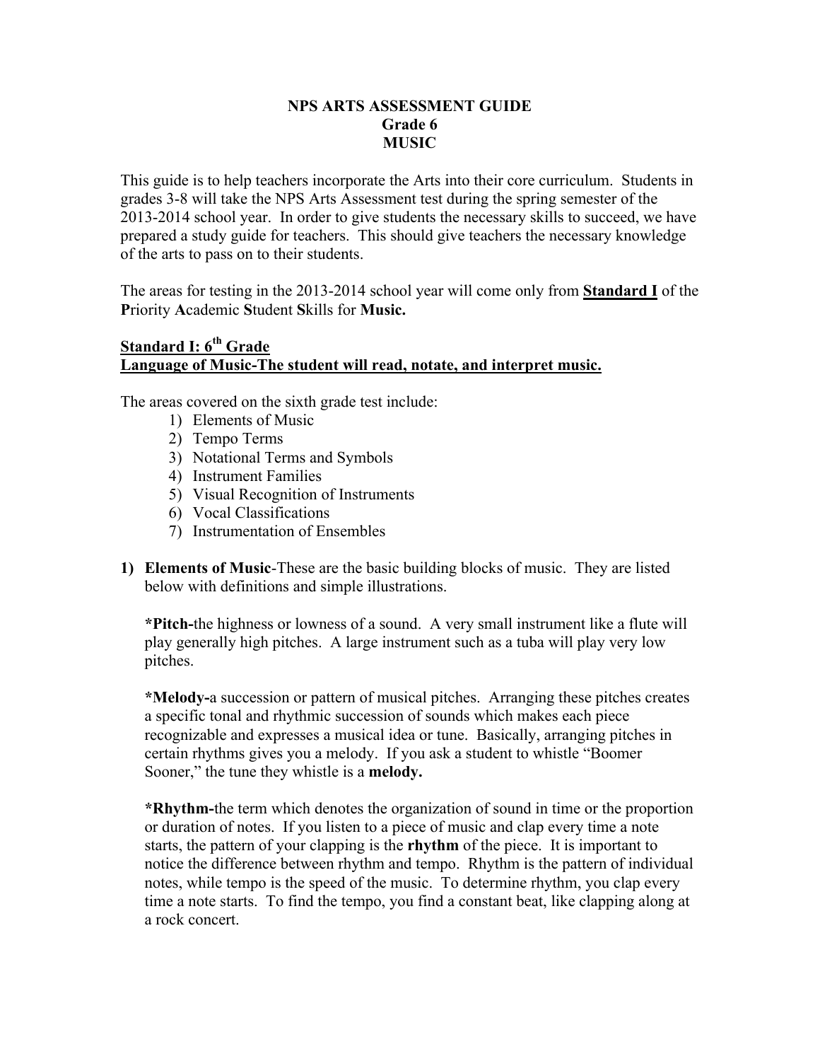**NPS ARTS ASSESSMENT GUIDE**
**Grade 6**
**MUSIC**

This guide is to help teachers incorporate the Arts into their core curriculum. Students in grades 3-8 will take the NPS Arts Assessment test during the spring semester of the 2013-2014 school year. In order to give students the necessary skills to succeed, we have prepared a study guide for teachers. This should give teachers the necessary knowledge of the arts to pass on to their students.

The areas for testing in the 2013-2014 school year will come only from **<u>Standard I</u>** of the **P**riority **A**cademic **S**tudent **S**kills for **Music.**

## <u>Standard I: 6th Grade</u>
## <u>Language of Music-The student will read, notate, and interpret music.</u>

The areas covered on the sixth grade test include:

1) Elements of Music
2) Tempo Terms
3) Notational Terms and Symbols
4) Instrument Families
5) Visual Recognition of Instruments
6) Vocal Classifications
7) Instrumentation of Ensembles

1) **Elements of Music**-These are the basic building blocks of music. They are listed below with definitions and simple illustrations.

   ***Pitch-**the highness or lowness of a sound. A very small instrument like a flute will play generally high pitches. A large instrument such as a tuba will play very low pitches.

   ***Melody-**a succession or pattern of musical pitches. Arranging these pitches creates a specific tonal and rhythmic succession of sounds which makes each piece recognizable and expresses a musical idea or tune. Basically, arranging pitches in certain rhythms gives you a melody. If you ask a student to whistle "Boomer Sooner," the tune they whistle is a **melody.**

   ***Rhythm-**the term which denotes the organization of sound in time or the proportion or duration of notes. If you listen to a piece of music and clap every time a note starts, the pattern of your clapping is the **rhythm** of the piece. It is important to notice the difference between rhythm and tempo. Rhythm is the pattern of individual notes, while tempo is the speed of the music. To determine rhythm, you clap every time a note starts. To find the tempo, you find a constant beat, like clapping along at a rock concert.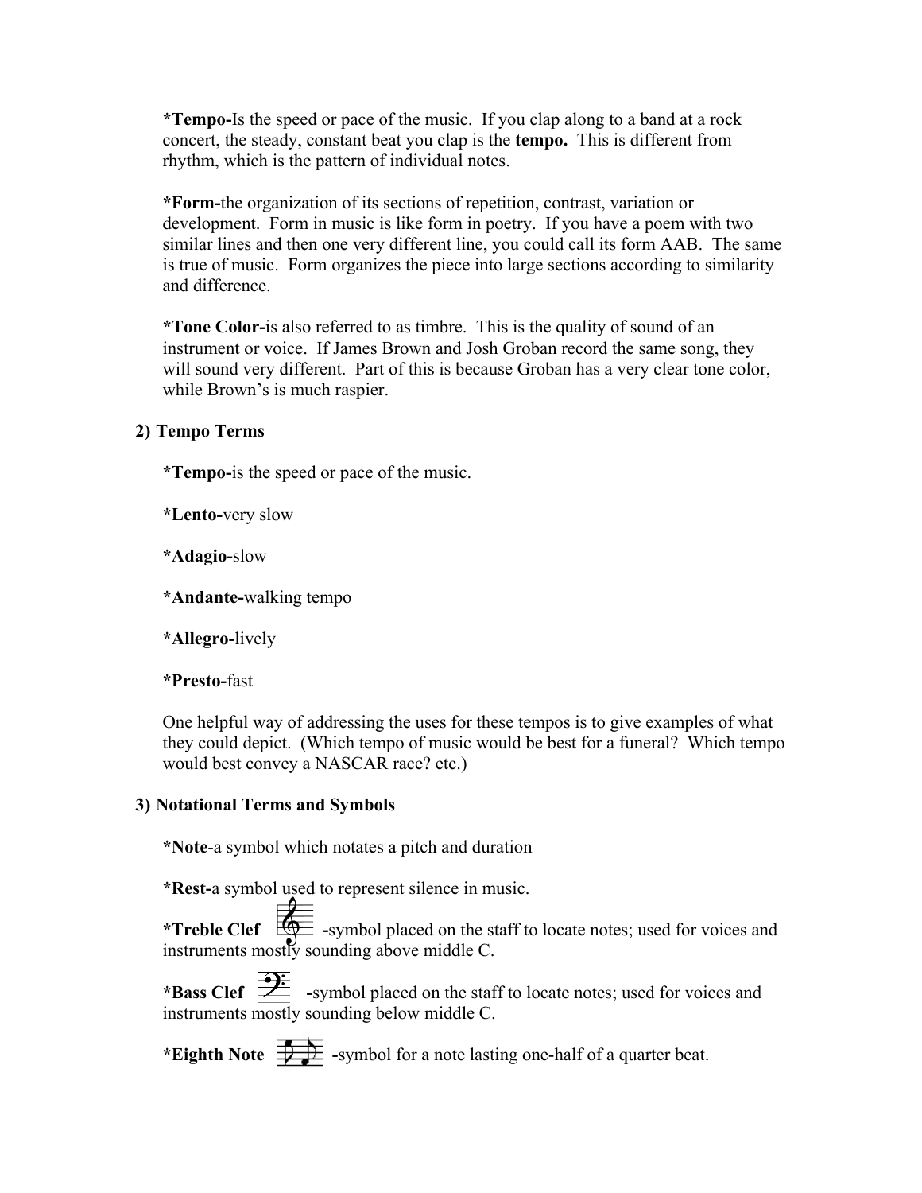*Tempo-Is the speed or pace of the music. If you clap along to a band at a rock concert, the steady, constant beat you clap is the **tempo.** This is different from rhythm, which is the pattern of individual notes.

*Form-the organization of its sections of repetition, contrast, variation or development. Form in music is like form in poetry. If you have a poem with two similar lines and then one very different line, you could call its form AAB. The same is true of music. Form organizes the piece into large sections according to similarity and difference.

*Tone Color-is also referred to as timbre. This is the quality of sound of an instrument or voice. If James Brown and Josh Groban record the same song, they will sound very different. Part of this is because Groban has a very clear tone color, while Brown's is much raspier.

### 2) Tempo Terms

**\*Tempo-**is the speed or pace of the music.

**\*Lento-**very slow

**\*Adagio-**slow

**\*Andante-**walking tempo

**\*Allegro-**lively

**\*Presto-**fast

One helpful way of addressing the uses for these tempos is to give examples of what they could depict. (Which tempo of music would be best for a funeral? Which tempo would best convey a NASCAR race? etc.)

### 3) Notational Terms and Symbols

**\*Note**-a symbol which notates a pitch and duration

**\*Rest-**a symbol used to represent silence in music.

**\*Treble Clef** -symbol placed on the staff to locate notes; used for voices and instruments mostly sounding above middle C.

**\*Bass Clef** -symbol placed on the staff to locate notes; used for voices and instruments mostly sounding below middle C.

**\*Eighth Note** -symbol for a note lasting one-half of a quarter beat.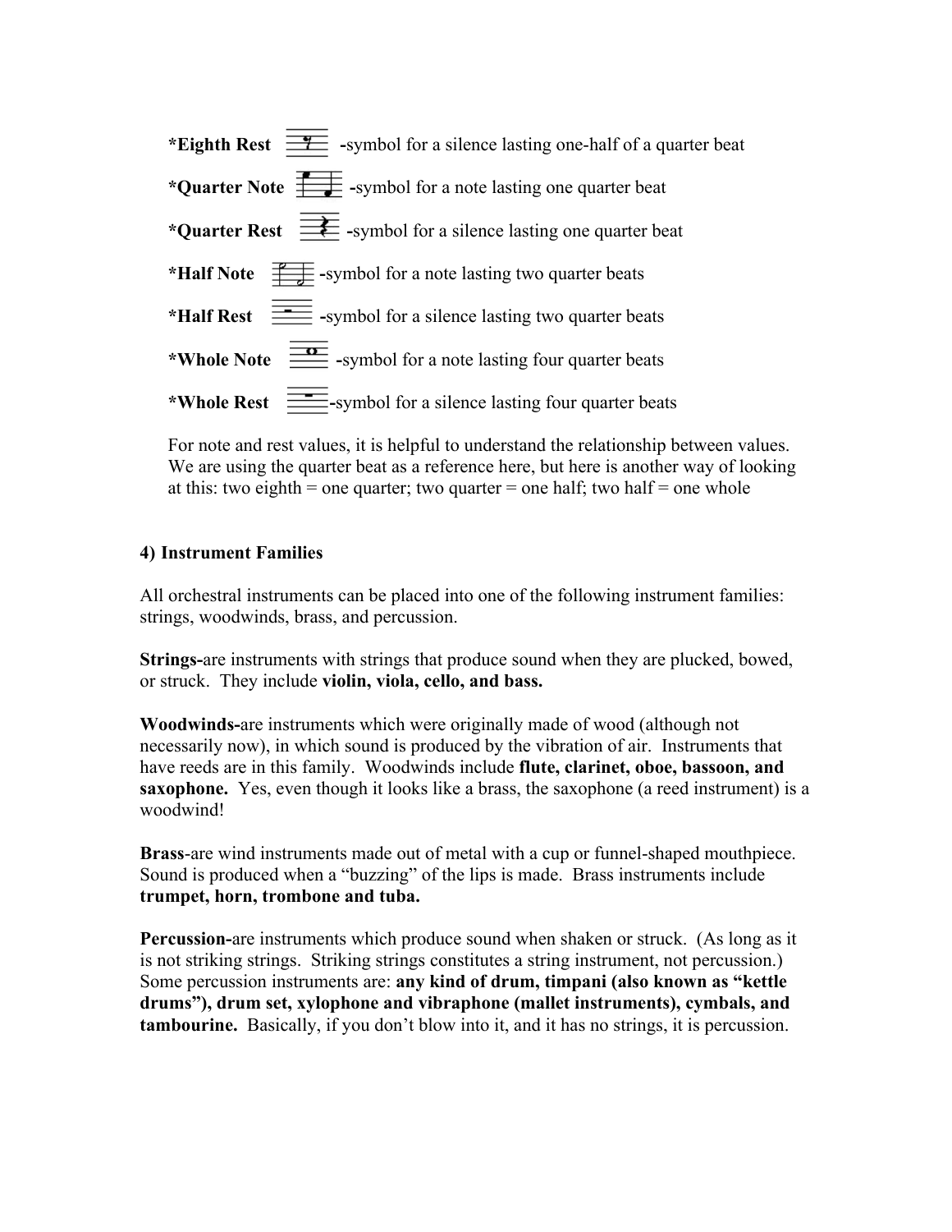**\*Eighth Rest** -symbol for a silence lasting one-half of a quarter beat

**\*Quarter Note** -symbol for a note lasting one quarter beat

**\*Quarter Rest** -symbol for a silence lasting one quarter beat

**\*Half Note** -symbol for a note lasting two quarter beats

**\*Half Rest** -symbol for a silence lasting two quarter beats

**\*Whole Note** -symbol for a note lasting four quarter beats

**\*Whole Rest** -symbol for a silence lasting four quarter beats

For note and rest values, it is helpful to understand the relationship between values. We are using the quarter beat as a reference here, but here is another way of looking at this: two eighth = one quarter; two quarter = one half; two half = one whole

**4) Instrument Families**

All orchestral instruments can be placed into one of the following instrument families: strings, woodwinds, brass, and percussion.

**Strings-**are instruments with strings that produce sound when they are plucked, bowed, or struck. They include **violin, viola, cello, and bass.**

**Woodwinds-**are instruments which were originally made of wood (although not necessarily now), in which sound is produced by the vibration of air. Instruments that have reeds are in this family. Woodwinds include **flute, clarinet, oboe, bassoon, and saxophone.** Yes, even though it looks like a brass, the saxophone (a reed instrument) is a woodwind!

**Brass**-are wind instruments made out of metal with a cup or funnel-shaped mouthpiece. Sound is produced when a "buzzing" of the lips is made. Brass instruments include **trumpet, horn, trombone and tuba.**

**Percussion-**are instruments which produce sound when shaken or struck. (As long as it is not striking strings. Striking strings constitutes a string instrument, not percussion.) Some percussion instruments are: **any kind of drum, timpani (also known as "kettle drums"), drum set, xylophone and vibraphone (mallet instruments), cymbals, and tambourine.** Basically, if you don't blow into it, and it has no strings, it is percussion.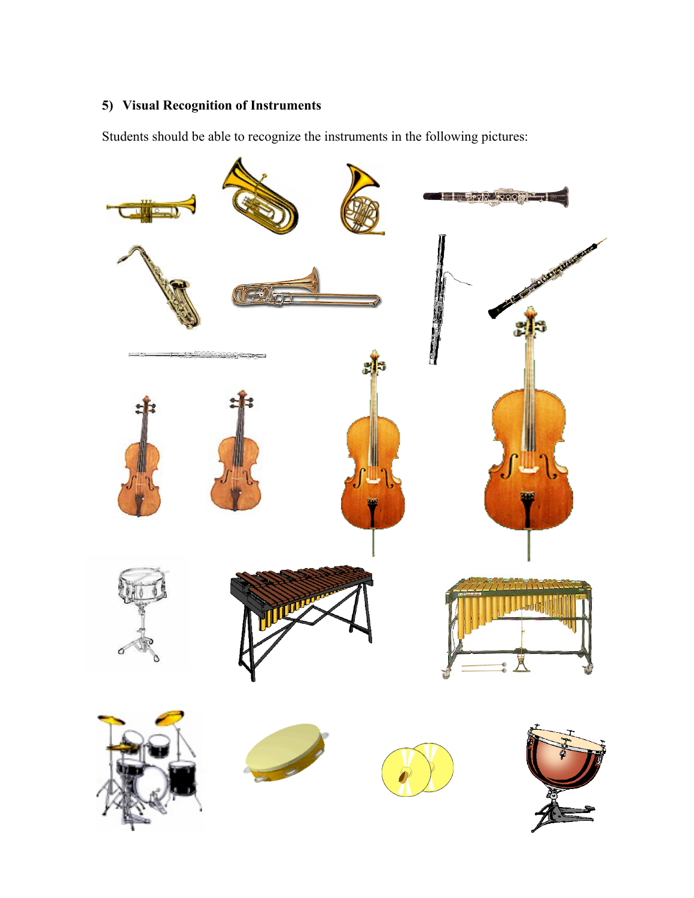**5) Visual Recognition of Instruments**

Students should be able to recognize the instruments in the following pictures: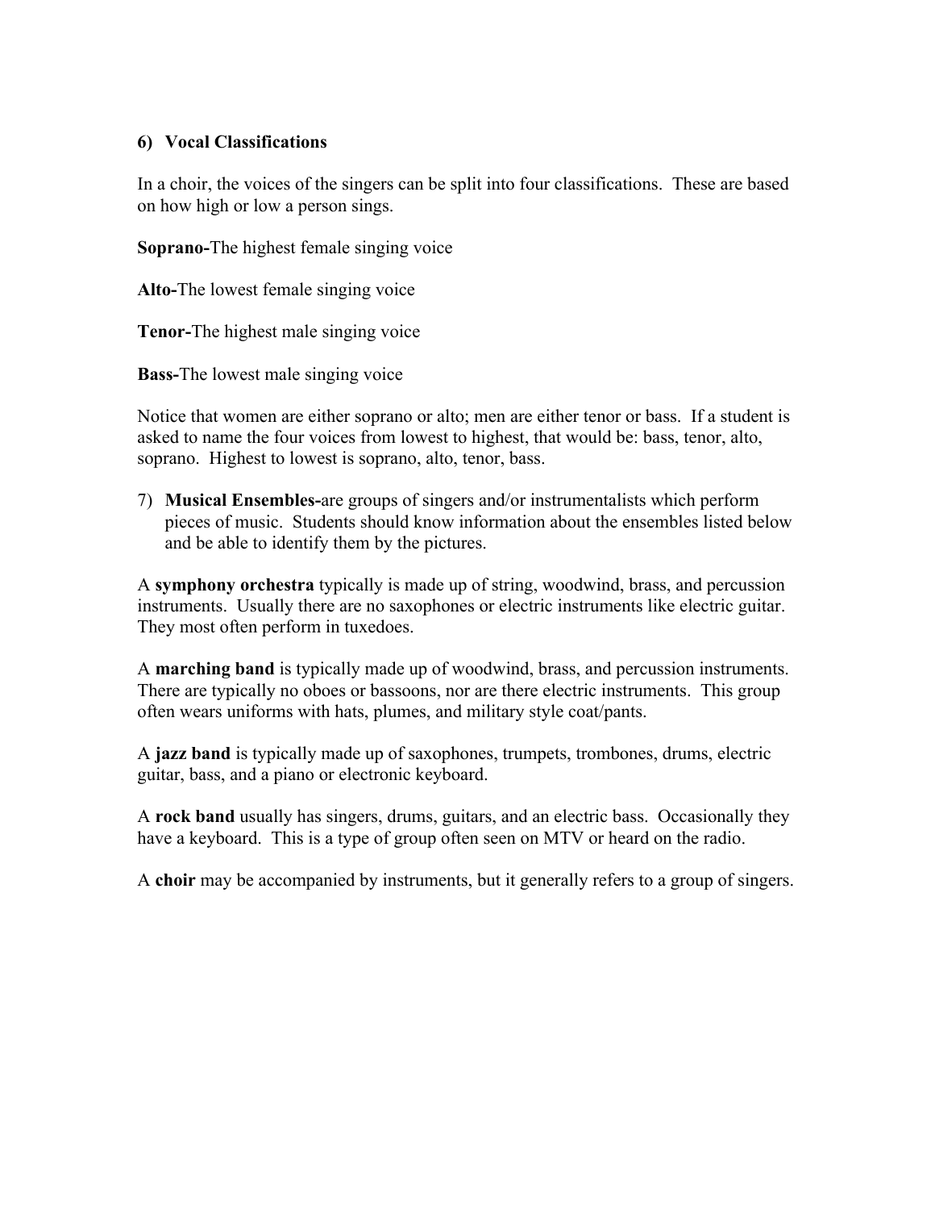**6) Vocal Classifications**

In a choir, the voices of the singers can be split into four classifications. These are based on how high or low a person sings.

**Soprano-**The highest female singing voice

**Alto-**The lowest female singing voice

**Tenor-**The highest male singing voice

**Bass-**The lowest male singing voice

Notice that women are either soprano or alto; men are either tenor or bass. If a student is asked to name the four voices from lowest to highest, that would be: bass, tenor, alto, soprano. Highest to lowest is soprano, alto, tenor, bass.

7) **Musical Ensembles-**are groups of singers and/or instrumentalists which perform pieces of music. Students should know information about the ensembles listed below and be able to identify them by the pictures.

A **symphony orchestra** typically is made up of string, woodwind, brass, and percussion instruments. Usually there are no saxophones or electric instruments like electric guitar. They most often perform in tuxedoes.

A **marching band** is typically made up of woodwind, brass, and percussion instruments. There are typically no oboes or bassoons, nor are there electric instruments. This group often wears uniforms with hats, plumes, and military style coat/pants.

A **jazz band** is typically made up of saxophones, trumpets, trombones, drums, electric guitar, bass, and a piano or electronic keyboard.

A **rock band** usually has singers, drums, guitars, and an electric bass. Occasionally they have a keyboard. This is a type of group often seen on MTV or heard on the radio.

A **choir** may be accompanied by instruments, but it generally refers to a group of singers.